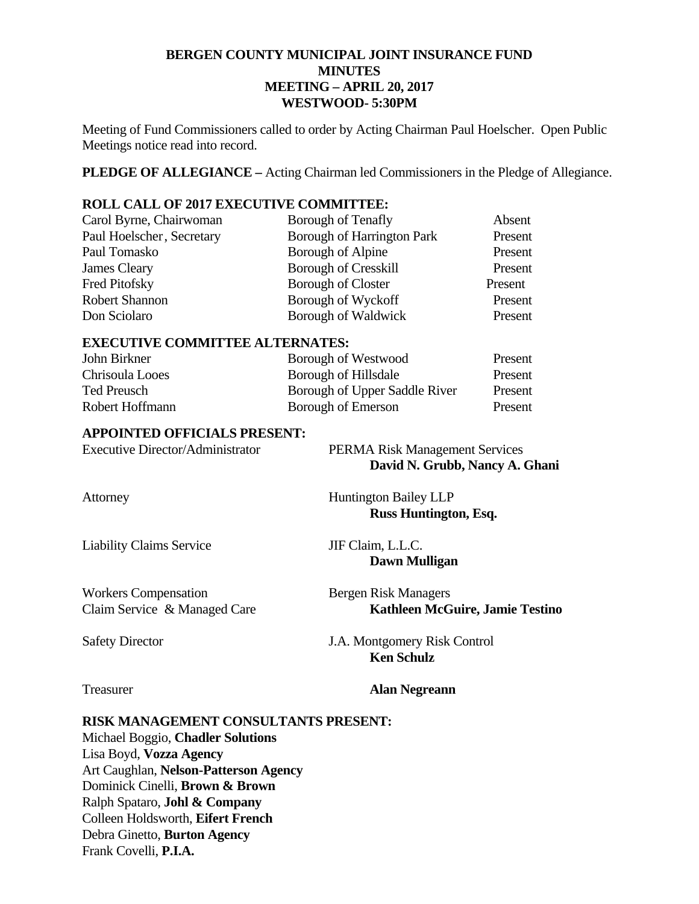**BERGEN COUNTY MUNICIPAL JOINT INSURANCE FUND**
**MINUTES**
**MEETING – APRIL 20, 2017**
**WESTWOOD- 5:30PM**

Meeting of Fund Commissioners called to order by Acting Chairman Paul Hoelscher. Open Public Meetings notice read into record.

**PLEDGE OF ALLEGIANCE –** Acting Chairman led Commissioners in the Pledge of Allegiance.

**ROLL CALL OF 2017 EXECUTIVE COMMITTEE:**

| | | |
|---|---|---|
| Carol Byrne, Chairwoman | Borough of Tenafly | Absent |
| Paul Hoelscher, Secretary | Borough of Harrington Park | Present |
| Paul Tomasko | Borough of Alpine | Present |
| James Cleary | Borough of Cresskill | Present |
| Fred Pitofsky | Borough of Closter | Present |
| Robert Shannon | Borough of Wyckoff | Present |
| Don Sciolaro | Borough of Waldwick | Present |

**EXECUTIVE COMMITTEE ALTERNATES:**

| | | |
|---|---|---|
| John Birkner | Borough of Westwood | Present |
| Chrisoula Looes | Borough of Hillsdale | Present |
| Ted Preusch | Borough of Upper Saddle River | Present |
| Robert Hoffmann | Borough of Emerson | Present |

**APPOINTED OFFICIALS PRESENT:**

| | |
|---|---|
| Executive Director/Administrator | PERMA Risk Management Services<br>**David N. Grubb, Nancy A. Ghani** |
| Attorney | Huntington Bailey LLP<br>**Russ Huntington, Esq.** |
| Liability Claims Service | JIF Claim, L.L.C.<br>**Dawn Mulligan** |
| Workers Compensation<br>Claim Service & Managed Care | Bergen Risk Managers<br>**Kathleen McGuire, Jamie Testino** |
| Safety Director | J.A. Montgomery Risk Control<br>**Ken Schulz** |
| Treasurer | **Alan Negreann** |

**RISK MANAGEMENT CONSULTANTS PRESENT:**

Michael Boggio, **Chadler Solutions**
Lisa Boyd, **Vozza Agency**
Art Caughlan, **Nelson-Patterson Agency**
Dominick Cinelli, **Brown & Brown**
Ralph Spataro, **Johl & Company**
Colleen Holdsworth, **Eifert French**
Debra Ginetto, **Burton Agency**
Frank Covelli, **P.I.A.**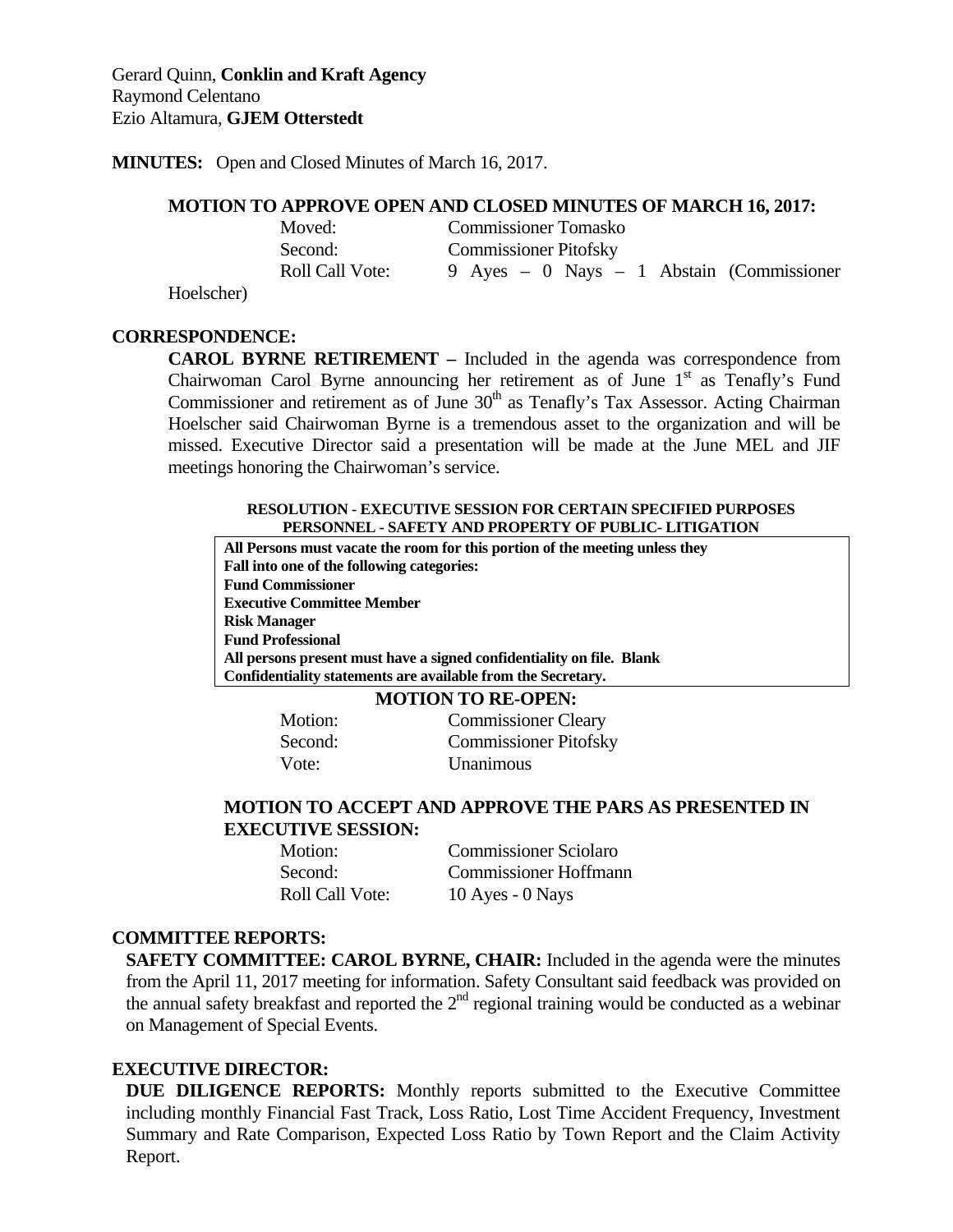Gerard Quinn, **Conklin and Kraft Agency**
Raymond Celentano
Ezio Altamura, **GJEM Otterstedt**

**MINUTES:** Open and Closed Minutes of March 16, 2017.

**MOTION TO APPROVE OPEN AND CLOSED MINUTES OF MARCH 16, 2017:**

Moved: Commissioner Tomasko
Second: Commissioner Pitofsky
Roll Call Vote: 9 Ayes – 0 Nays – 1 Abstain (Commissioner Hoelscher)

**CORRESPONDENCE:**

**CAROL BYRNE RETIREMENT –** Included in the agenda was correspondence from Chairwoman Carol Byrne announcing her retirement as of June 1st as Tenafly's Fund Commissioner and retirement as of June 30th as Tenafly's Tax Assessor. Acting Chairman Hoelscher said Chairwoman Byrne is a tremendous asset to the organization and will be missed. Executive Director said a presentation will be made at the June MEL and JIF meetings honoring the Chairwoman's service.

**RESOLUTION - EXECUTIVE SESSION FOR CERTAIN SPECIFIED PURPOSES PERSONNEL - SAFETY AND PROPERTY OF PUBLIC- LITIGATION**

**All Persons must vacate the room for this portion of the meeting unless they Fall into one of the following categories:**
**Fund Commissioner**
**Executive Committee Member**
**Risk Manager**
**Fund Professional**
**All persons present must have a signed confidentiality on file. Blank Confidentiality statements are available from the Secretary.**

**MOTION TO RE-OPEN:**

Motion: Commissioner Cleary
Second: Commissioner Pitofsky
Vote: Unanimous

**MOTION TO ACCEPT AND APPROVE THE PARS AS PRESENTED IN EXECUTIVE SESSION:**

Motion: Commissioner Sciolaro
Second: Commissioner Hoffmann
Roll Call Vote: 10 Ayes - 0 Nays

**COMMITTEE REPORTS:**

**SAFETY COMMITTEE: CAROL BYRNE, CHAIR:** Included in the agenda were the minutes from the April 11, 2017 meeting for information. Safety Consultant said feedback was provided on the annual safety breakfast and reported the 2nd regional training would be conducted as a webinar on Management of Special Events.

**EXECUTIVE DIRECTOR:**

**DUE DILIGENCE REPORTS:** Monthly reports submitted to the Executive Committee including monthly Financial Fast Track, Loss Ratio, Lost Time Accident Frequency, Investment Summary and Rate Comparison, Expected Loss Ratio by Town Report and the Claim Activity Report.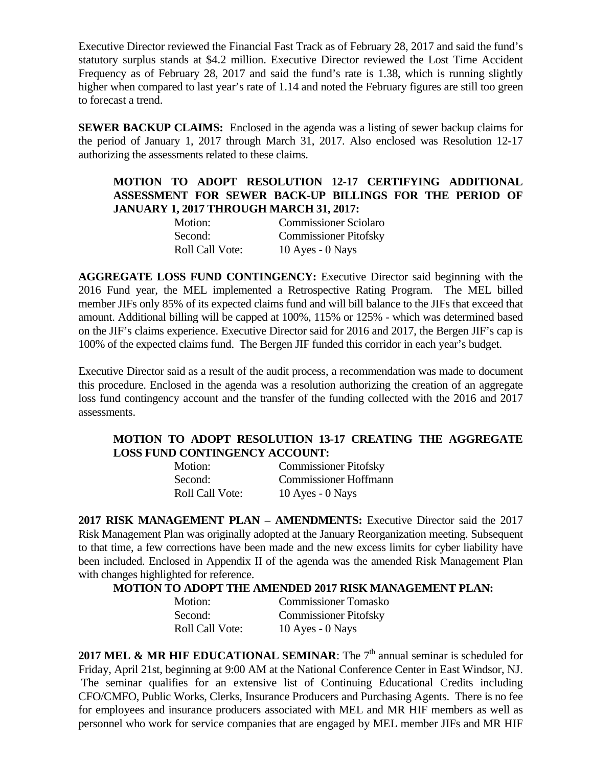Executive Director reviewed the Financial Fast Track as of February 28, 2017 and said the fund's statutory surplus stands at $4.2 million. Executive Director reviewed the Lost Time Accident Frequency as of February 28, 2017 and said the fund's rate is 1.38, which is running slightly higher when compared to last year's rate of 1.14 and noted the February figures are still too green to forecast a trend.

**SEWER BACKUP CLAIMS:** Enclosed in the agenda was a listing of sewer backup claims for the period of January 1, 2017 through March 31, 2017. Also enclosed was Resolution 12-17 authorizing the assessments related to these claims.

**MOTION TO ADOPT RESOLUTION 12-17 CERTIFYING ADDITIONAL ASSESSMENT FOR SEWER BACK-UP BILLINGS FOR THE PERIOD OF JANUARY 1, 2017 THROUGH MARCH 31, 2017:**

Motion: Commissioner Sciolaro
Second: Commissioner Pitofsky
Roll Call Vote: 10 Ayes - 0 Nays

**AGGREGATE LOSS FUND CONTINGENCY:** Executive Director said beginning with the 2016 Fund year, the MEL implemented a Retrospective Rating Program. The MEL billed member JIFs only 85% of its expected claims fund and will bill balance to the JIFs that exceed that amount. Additional billing will be capped at 100%, 115% or 125% - which was determined based on the JIF's claims experience. Executive Director said for 2016 and 2017, the Bergen JIF's cap is 100% of the expected claims fund. The Bergen JIF funded this corridor in each year's budget.

Executive Director said as a result of the audit process, a recommendation was made to document this procedure. Enclosed in the agenda was a resolution authorizing the creation of an aggregate loss fund contingency account and the transfer of the funding collected with the 2016 and 2017 assessments.

**MOTION TO ADOPT RESOLUTION 13-17 CREATING THE AGGREGATE LOSS FUND CONTINGENCY ACCOUNT:**

Motion: Commissioner Pitofsky
Second: Commissioner Hoffmann
Roll Call Vote: 10 Ayes - 0 Nays

**2017 RISK MANAGEMENT PLAN – AMENDMENTS:** Executive Director said the 2017 Risk Management Plan was originally adopted at the January Reorganization meeting. Subsequent to that time, a few corrections have been made and the new excess limits for cyber liability have been included. Enclosed in Appendix II of the agenda was the amended Risk Management Plan with changes highlighted for reference.

**MOTION TO ADOPT THE AMENDED 2017 RISK MANAGEMENT PLAN:**

Motion: Commissioner Tomasko
Second: Commissioner Pitofsky
Roll Call Vote: 10 Ayes - 0 Nays

**2017 MEL & MR HIF EDUCATIONAL SEMINAR**: The 7th annual seminar is scheduled for Friday, April 21st, beginning at 9:00 AM at the National Conference Center in East Windsor, NJ. The seminar qualifies for an extensive list of Continuing Educational Credits including CFO/CMFO, Public Works, Clerks, Insurance Producers and Purchasing Agents. There is no fee for employees and insurance producers associated with MEL and MR HIF members as well as personnel who work for service companies that are engaged by MEL member JIFs and MR HIF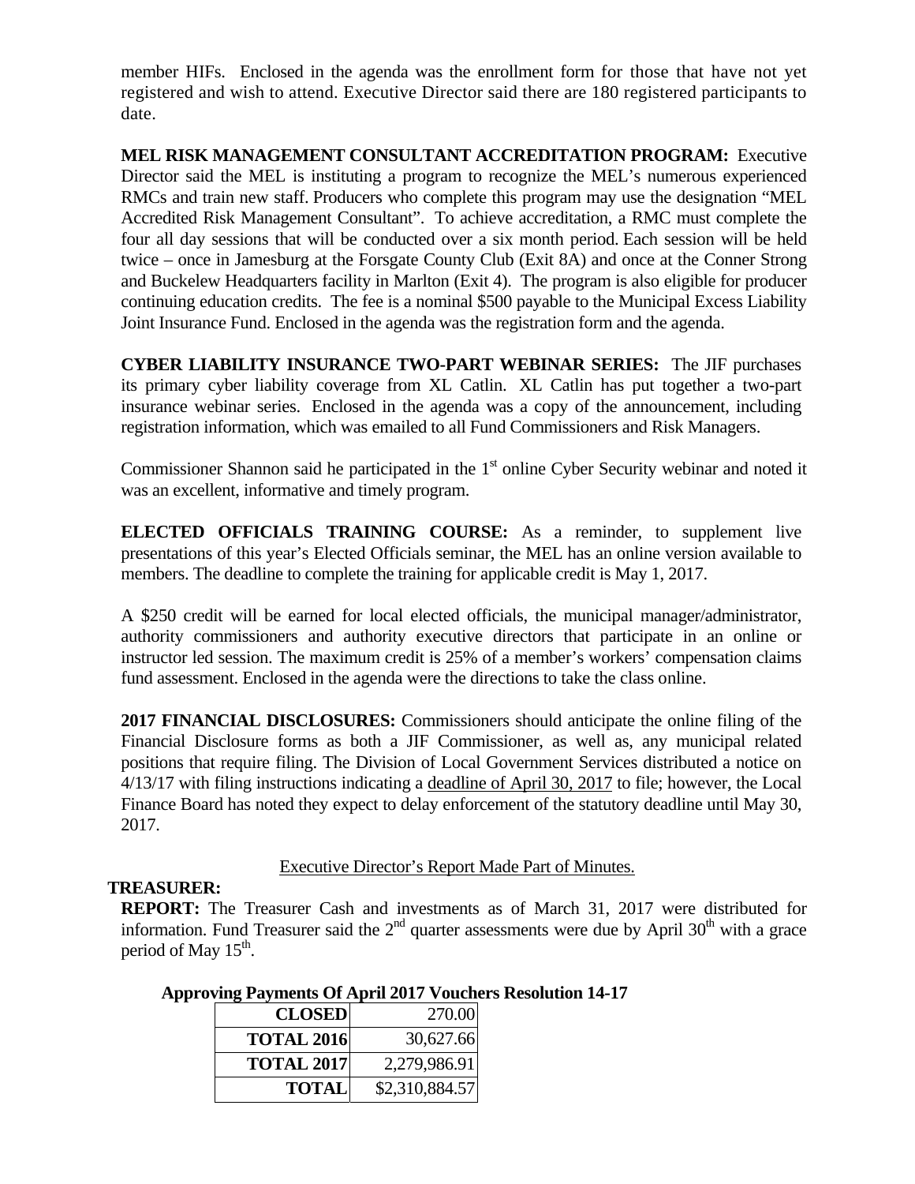member HIFs. Enclosed in the agenda was the enrollment form for those that have not yet registered and wish to attend. Executive Director said there are 180 registered participants to date.

**MEL RISK MANAGEMENT CONSULTANT ACCREDITATION PROGRAM:** Executive Director said the MEL is instituting a program to recognize the MEL's numerous experienced RMCs and train new staff. Producers who complete this program may use the designation "MEL Accredited Risk Management Consultant". To achieve accreditation, a RMC must complete the four all day sessions that will be conducted over a six month period. Each session will be held twice – once in Jamesburg at the Forsgate County Club (Exit 8A) and once at the Conner Strong and Buckelew Headquarters facility in Marlton (Exit 4). The program is also eligible for producer continuing education credits. The fee is a nominal $500 payable to the Municipal Excess Liability Joint Insurance Fund. Enclosed in the agenda was the registration form and the agenda.

**CYBER LIABILITY INSURANCE TWO-PART WEBINAR SERIES:** The JIF purchases its primary cyber liability coverage from XL Catlin. XL Catlin has put together a two-part insurance webinar series. Enclosed in the agenda was a copy of the announcement, including registration information, which was emailed to all Fund Commissioners and Risk Managers.

Commissioner Shannon said he participated in the 1st online Cyber Security webinar and noted it was an excellent, informative and timely program.

**ELECTED OFFICIALS TRAINING COURSE:** As a reminder, to supplement live presentations of this year's Elected Officials seminar, the MEL has an online version available to members. The deadline to complete the training for applicable credit is May 1, 2017.

A $250 credit will be earned for local elected officials, the municipal manager/administrator, authority commissioners and authority executive directors that participate in an online or instructor led session. The maximum credit is 25% of a member's workers' compensation claims fund assessment. Enclosed in the agenda were the directions to take the class online.

**2017 FINANCIAL DISCLOSURES:** Commissioners should anticipate the online filing of the Financial Disclosure forms as both a JIF Commissioner, as well as, any municipal related positions that require filing. The Division of Local Government Services distributed a notice on 4/13/17 with filing instructions indicating a deadline of April 30, 2017 to file; however, the Local Finance Board has noted they expect to delay enforcement of the statutory deadline until May 30, 2017.

Executive Director's Report Made Part of Minutes.

**TREASURER:**

**REPORT:** The Treasurer Cash and investments as of March 31, 2017 were distributed for information. Fund Treasurer said the 2nd quarter assessments were due by April 30th with a grace period of May 15th.

**Approving Payments Of April 2017 Vouchers Resolution 14-17**

| | |
|---|---|
| **CLOSED** | 270.00 |
| **TOTAL 2016** | 30,627.66 |
| **TOTAL 2017** | 2,279,986.91 |
| **TOTAL** | $2,310,884.57 |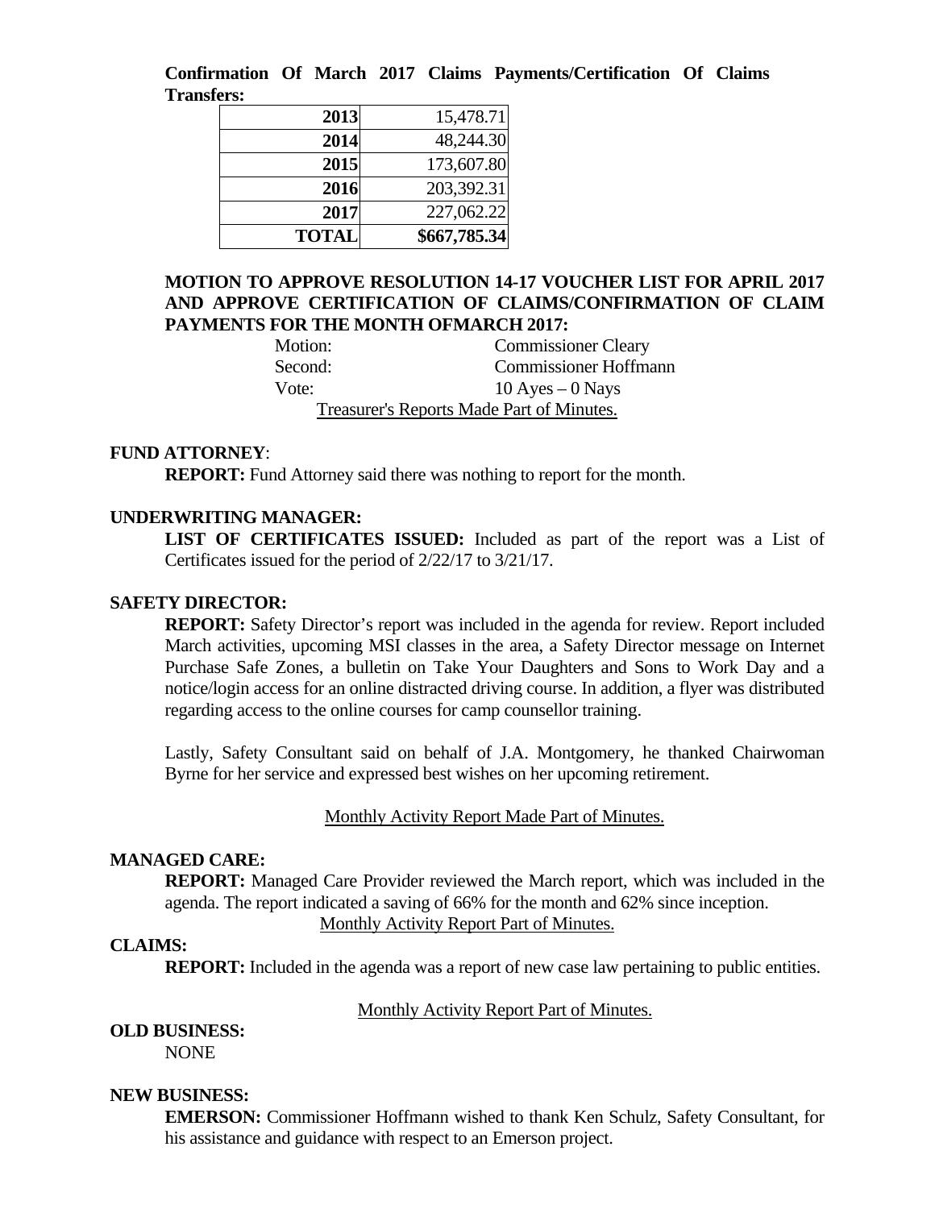**Confirmation Of March 2017 Claims Payments/Certification Of Claims Transfers:**

| | |
|---|---|
| **2013** | 15,478.71 |
| **2014** | 48,244.30 |
| **2015** | 173,607.80 |
| **2016** | 203,392.31 |
| **2017** | 227,062.22 |
| **TOTAL** | **$667,785.34** |

**MOTION TO APPROVE RESOLUTION 14-17 VOUCHER LIST FOR APRIL 2017 AND APPROVE CERTIFICATION OF CLAIMS/CONFIRMATION OF CLAIM PAYMENTS FOR THE MONTH OFMARCH 2017:**

Motion: Commissioner Cleary
Second: Commissioner Hoffmann
Vote: 10 Ayes – 0 Nays

Treasurer's Reports Made Part of Minutes.

**FUND ATTORNEY**:

**REPORT:** Fund Attorney said there was nothing to report for the month.

**UNDERWRITING MANAGER:**

**LIST OF CERTIFICATES ISSUED:** Included as part of the report was a List of Certificates issued for the period of 2/22/17 to 3/21/17.

**SAFETY DIRECTOR:**

**REPORT:** Safety Director's report was included in the agenda for review. Report included March activities, upcoming MSI classes in the area, a Safety Director message on Internet Purchase Safe Zones, a bulletin on Take Your Daughters and Sons to Work Day and a notice/login access for an online distracted driving course. In addition, a flyer was distributed regarding access to the online courses for camp counsellor training.

Lastly, Safety Consultant said on behalf of J.A. Montgomery, he thanked Chairwoman Byrne for her service and expressed best wishes on her upcoming retirement.

Monthly Activity Report Made Part of Minutes.

**MANAGED CARE:**

**REPORT:** Managed Care Provider reviewed the March report, which was included in the agenda. The report indicated a saving of 66% for the month and 62% since inception.

Monthly Activity Report Part of Minutes.

**CLAIMS:**

**REPORT:** Included in the agenda was a report of new case law pertaining to public entities.

Monthly Activity Report Part of Minutes.

**OLD BUSINESS:**

NONE

**NEW BUSINESS:**

**EMERSON:** Commissioner Hoffmann wished to thank Ken Schulz, Safety Consultant, for his assistance and guidance with respect to an Emerson project.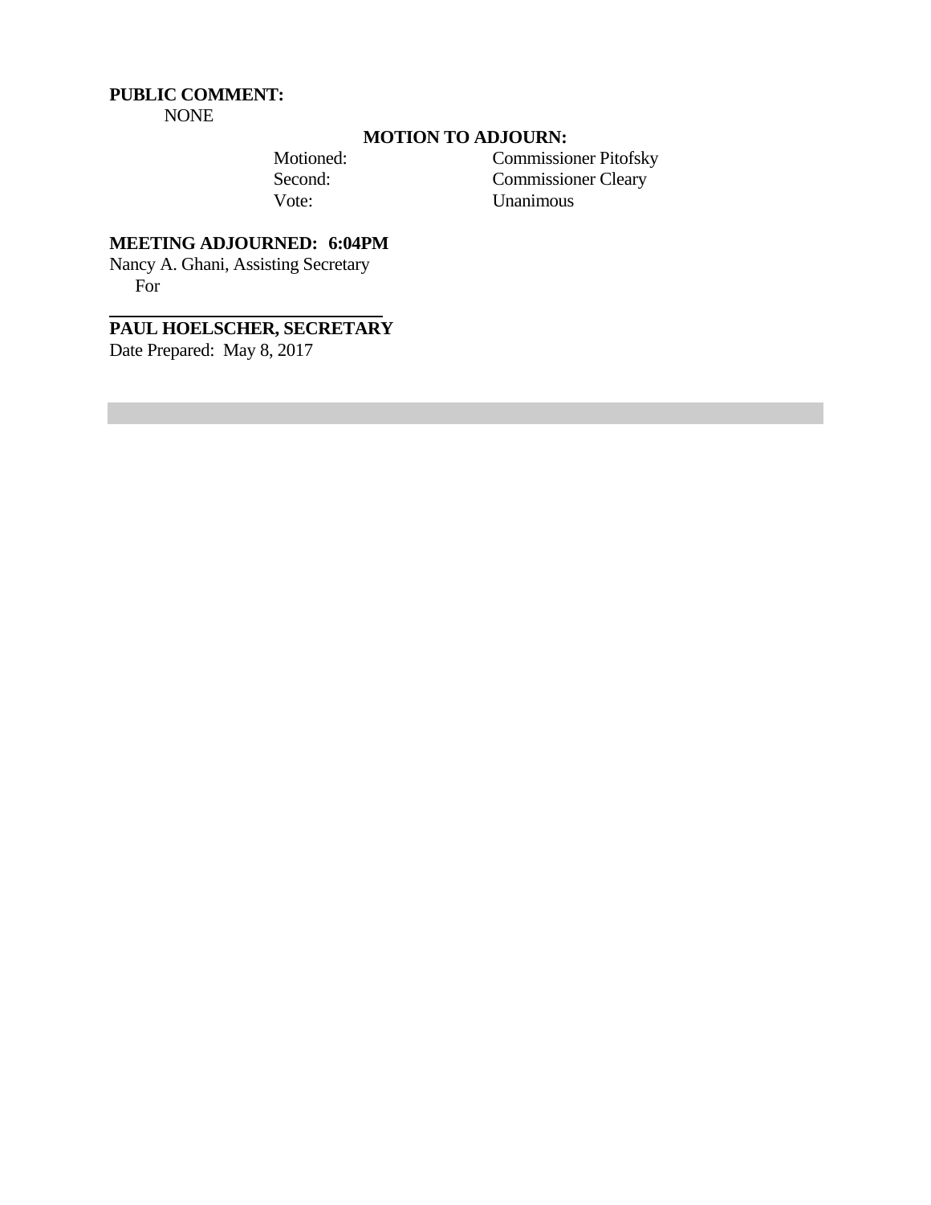**PUBLIC COMMENT:**
NONE

**MOTION TO ADJOURN:**

| | |
|---|---|
| Motioned: | Commissioner Pitofsky |
| Second: | Commissioner Cleary |
| Vote: | Unanimous |

**MEETING ADJOURNED: 6:04PM**

Nancy A. Ghani, Assisting Secretary
For

______________________________

**PAUL HOELSCHER, SECRETARY**

Date Prepared: May 8, 2017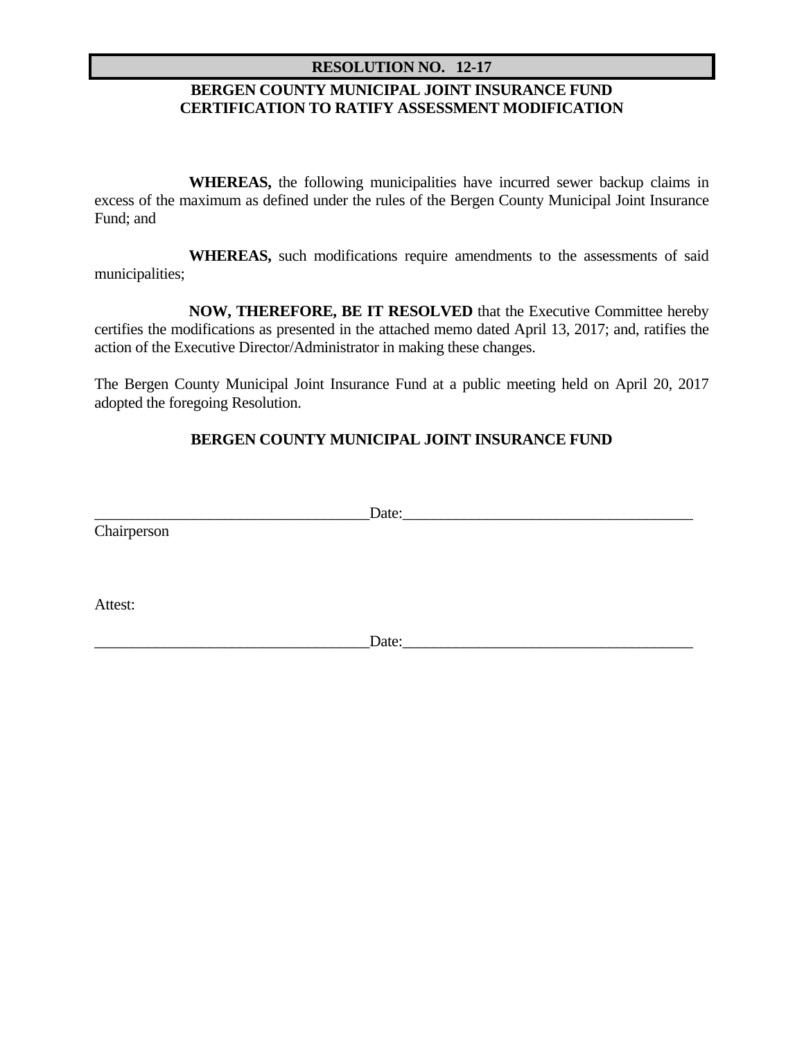**RESOLUTION NO. 12-17**

**BERGEN COUNTY MUNICIPAL JOINT INSURANCE FUND**
**CERTIFICATION TO RATIFY ASSESSMENT MODIFICATION**

**WHEREAS,** the following municipalities have incurred sewer backup claims in excess of the maximum as defined under the rules of the Bergen County Municipal Joint Insurance Fund; and

**WHEREAS,** such modifications require amendments to the assessments of said municipalities;

**NOW, THEREFORE, BE IT RESOLVED** that the Executive Committee hereby certifies the modifications as presented in the attached memo dated April 13, 2017; and, ratifies the action of the Executive Director/Administrator in making these changes.

The Bergen County Municipal Joint Insurance Fund at a public meeting held on April 20, 2017 adopted the foregoing Resolution.

**BERGEN COUNTY MUNICIPAL JOINT INSURANCE FUND**

___________________________________Date:_____________________________________
Chairperson

Attest:

___________________________________Date:_____________________________________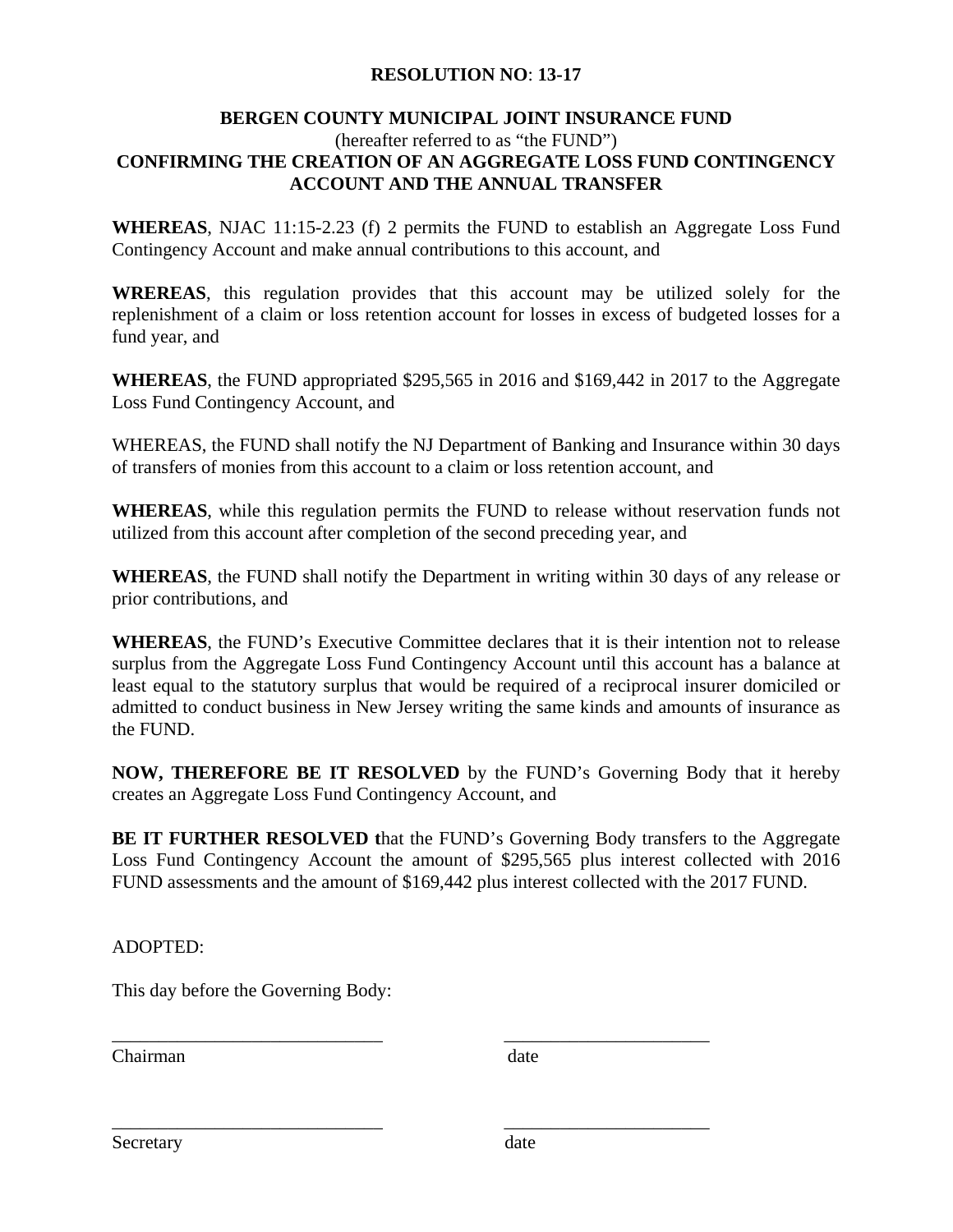**RESOLUTION NO: 13-17**

**BERGEN COUNTY MUNICIPAL JOINT INSURANCE FUND**
(hereafter referred to as "the FUND")
**CONFIRMING THE CREATION OF AN AGGREGATE LOSS FUND CONTINGENCY ACCOUNT AND THE ANNUAL TRANSFER**

**WHEREAS**, NJAC 11:15-2.23 (f) 2 permits the FUND to establish an Aggregate Loss Fund Contingency Account and make annual contributions to this account, and

**WREREAS**, this regulation provides that this account may be utilized solely for the replenishment of a claim or loss retention account for losses in excess of budgeted losses for a fund year, and

**WHEREAS**, the FUND appropriated $295,565 in 2016 and $169,442 in 2017 to the Aggregate Loss Fund Contingency Account, and

WHEREAS, the FUND shall notify the NJ Department of Banking and Insurance within 30 days of transfers of monies from this account to a claim or loss retention account, and

**WHEREAS**, while this regulation permits the FUND to release without reservation funds not utilized from this account after completion of the second preceding year, and

**WHEREAS**, the FUND shall notify the Department in writing within 30 days of any release or prior contributions, and

**WHEREAS**, the FUND's Executive Committee declares that it is their intention not to release surplus from the Aggregate Loss Fund Contingency Account until this account has a balance at least equal to the statutory surplus that would be required of a reciprocal insurer domiciled or admitted to conduct business in New Jersey writing the same kinds and amounts of insurance as the FUND.

**NOW, THEREFORE BE IT RESOLVED** by the FUND's Governing Body that it hereby creates an Aggregate Loss Fund Contingency Account, and

**BE IT FURTHER RESOLVED t**hat the FUND's Governing Body transfers to the Aggregate Loss Fund Contingency Account the amount of $295,565 plus interest collected with 2016 FUND assessments and the amount of $169,442 plus interest collected with the 2017 FUND.

ADOPTED:

This day before the Governing Body:

\_\_\_\_\_\_\_\_\_\_\_\_\_\_\_\_\_\_\_\_\_\_\_\_\_\_\_\_\_\_ \_\_\_\_\_\_\_\_\_\_\_\_\_\_\_\_\_\_\_\_\_\_\_
Chairman date

\_\_\_\_\_\_\_\_\_\_\_\_\_\_\_\_\_\_\_\_\_\_\_\_\_\_\_\_\_\_ \_\_\_\_\_\_\_\_\_\_\_\_\_\_\_\_\_\_\_\_\_\_\_
Secretary date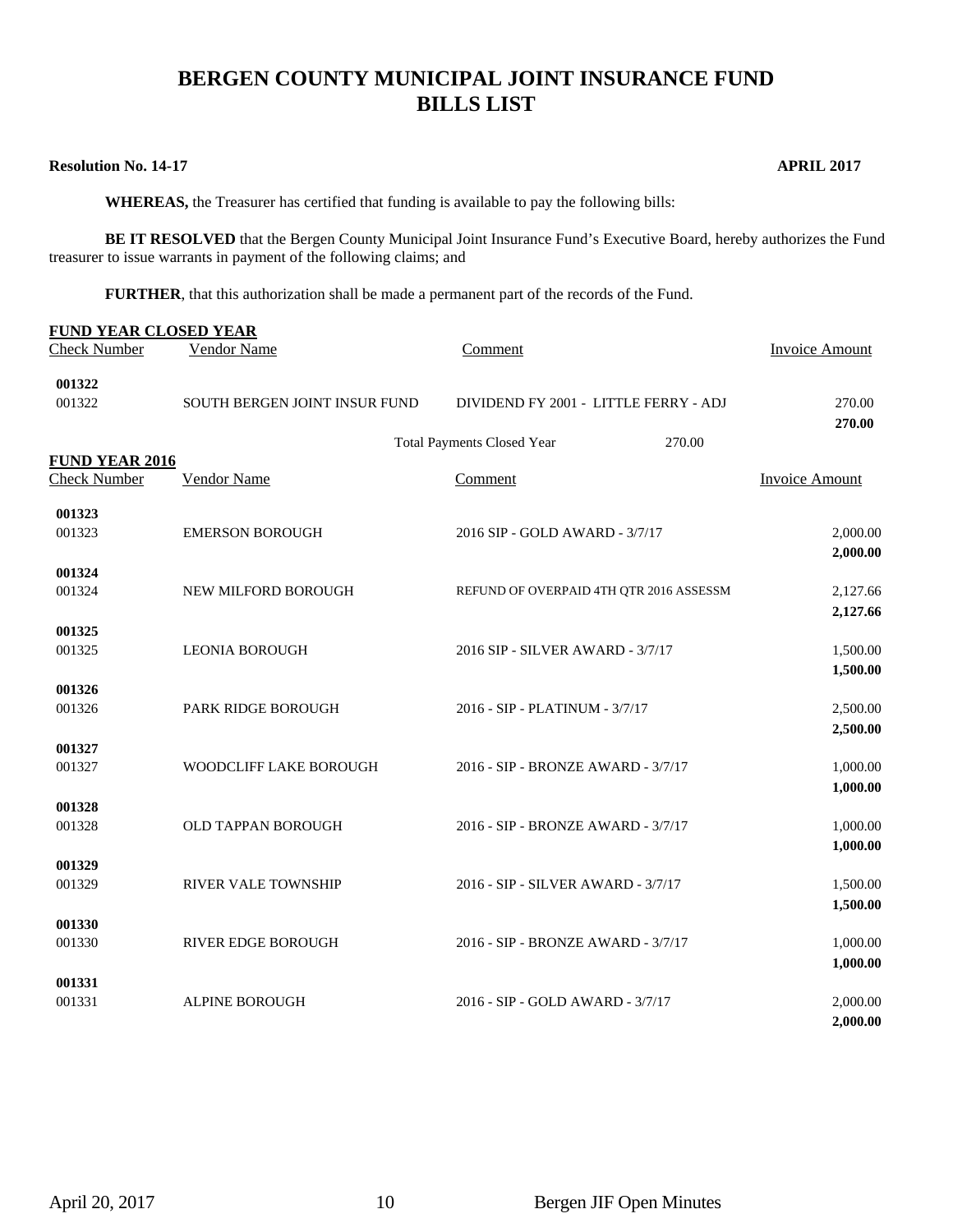# BERGEN COUNTY MUNICIPAL JOINT INSURANCE FUND
# BILLS LIST

**Resolution No. 14-17** **APRIL 2017**

**WHEREAS,** the Treasurer has certified that funding is available to pay the following bills:

**BE IT RESOLVED** that the Bergen County Municipal Joint Insurance Fund's Executive Board, hereby authorizes the Fund treasurer to issue warrants in payment of the following claims; and

**FURTHER**, that this authorization shall be made a permanent part of the records of the Fund.

**FUND YEAR CLOSED YEAR**

| Check Number | Vendor Name | Comment | Invoice Amount |
|---|---|---|---|
| **001322** | | | |
| 001322 | SOUTH BERGEN JOINT INSUR FUND | DIVIDEND FY 2001 - LITTLE FERRY - ADJ | 270.00 |
| | | | **270.00** |
| | | Total Payments Closed Year 270.00 | |

**FUND YEAR 2016**

| Check Number | Vendor Name | Comment | Invoice Amount |
|---|---|---|---|
| **001323** | | | |
| 001323 | EMERSON BOROUGH | 2016 SIP - GOLD AWARD - 3/7/17 | 2,000.00 |
| | | | **2,000.00** |
| **001324** | | | |
| 001324 | NEW MILFORD BOROUGH | REFUND OF OVERPAID 4TH QTR 2016 ASSESSM | 2,127.66 |
| | | | **2,127.66** |
| **001325** | | | |
| 001325 | LEONIA BOROUGH | 2016 SIP - SILVER AWARD - 3/7/17 | 1,500.00 |
| | | | **1,500.00** |
| **001326** | | | |
| 001326 | PARK RIDGE BOROUGH | 2016 - SIP - PLATINUM - 3/7/17 | 2,500.00 |
| | | | **2,500.00** |
| **001327** | | | |
| 001327 | WOODCLIFF LAKE BOROUGH | 2016 - SIP - BRONZE AWARD - 3/7/17 | 1,000.00 |
| | | | **1,000.00** |
| **001328** | | | |
| 001328 | OLD TAPPAN BOROUGH | 2016 - SIP - BRONZE AWARD - 3/7/17 | 1,000.00 |
| | | | **1,000.00** |
| **001329** | | | |
| 001329 | RIVER VALE TOWNSHIP | 2016 - SIP - SILVER AWARD - 3/7/17 | 1,500.00 |
| | | | **1,500.00** |
| **001330** | | | |
| 001330 | RIVER EDGE BOROUGH | 2016 - SIP - BRONZE AWARD - 3/7/17 | 1,000.00 |
| | | | **1,000.00** |
| **001331** | | | |
| 001331 | ALPINE BOROUGH | 2016 - SIP - GOLD AWARD - 3/7/17 | 2,000.00 |
| | | | **2,000.00** |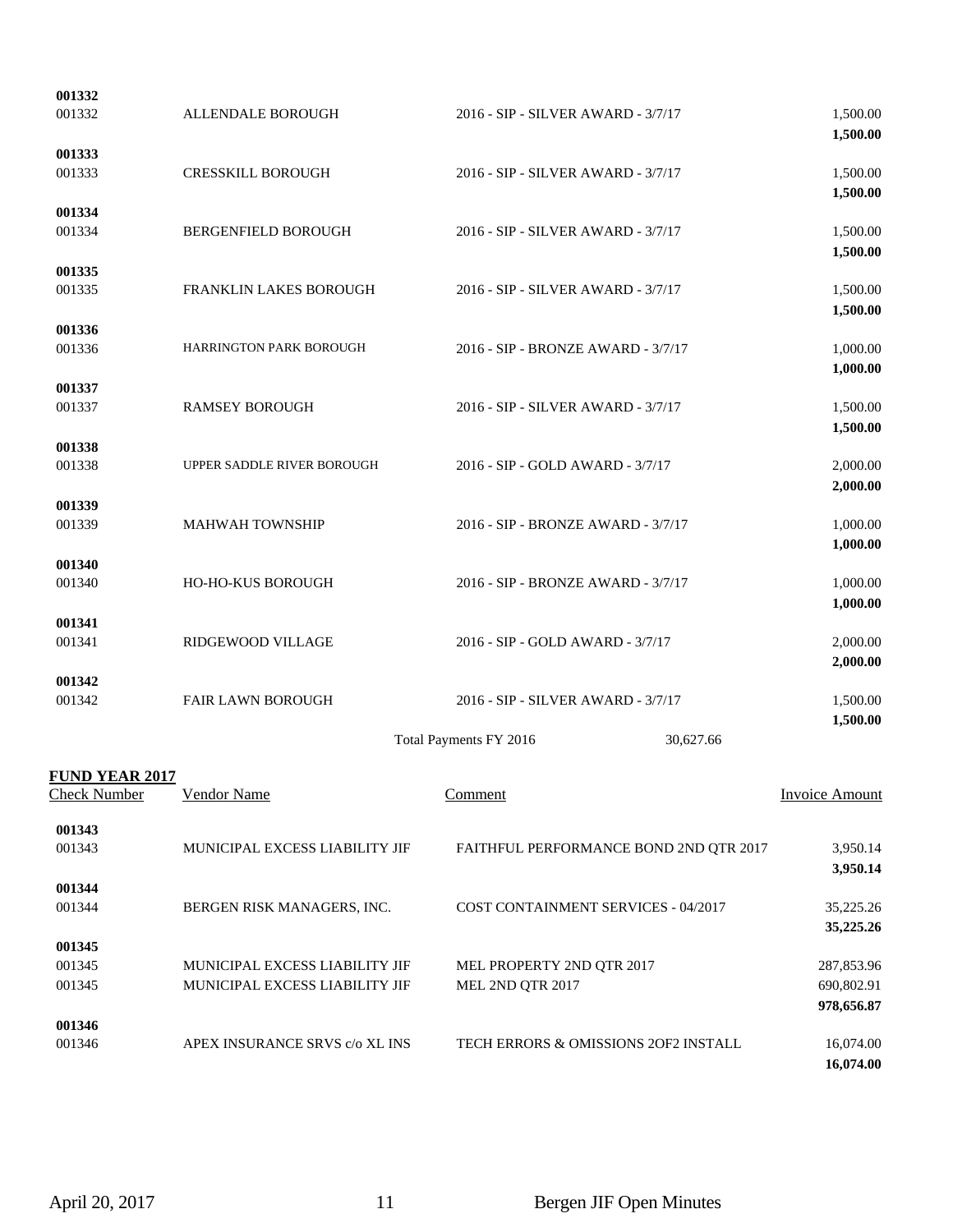| | | | |
|---|---|---|---|
| **001332** | | | |
| 001332 | ALLENDALE BOROUGH | 2016 - SIP - SILVER AWARD - 3/7/17 | 1,500.00 |
| | | | **1,500.00** |
| **001333** | | | |
| 001333 | CRESSKILL BOROUGH | 2016 - SIP - SILVER AWARD - 3/7/17 | 1,500.00 |
| | | | **1,500.00** |
| **001334** | | | |
| 001334 | BERGENFIELD BOROUGH | 2016 - SIP - SILVER AWARD - 3/7/17 | 1,500.00 |
| | | | **1,500.00** |
| **001335** | | | |
| 001335 | FRANKLIN LAKES BOROUGH | 2016 - SIP - SILVER AWARD - 3/7/17 | 1,500.00 |
| | | | **1,500.00** |
| **001336** | | | |
| 001336 | HARRINGTON PARK BOROUGH | 2016 - SIP - BRONZE AWARD - 3/7/17 | 1,000.00 |
| | | | **1,000.00** |
| **001337** | | | |
| 001337 | RAMSEY BOROUGH | 2016 - SIP - SILVER AWARD - 3/7/17 | 1,500.00 |
| | | | **1,500.00** |
| **001338** | | | |
| 001338 | UPPER SADDLE RIVER BOROUGH | 2016 - SIP - GOLD AWARD - 3/7/17 | 2,000.00 |
| | | | **2,000.00** |
| **001339** | | | |
| 001339 | MAHWAH TOWNSHIP | 2016 - SIP - BRONZE AWARD - 3/7/17 | 1,000.00 |
| | | | **1,000.00** |
| **001340** | | | |
| 001340 | HO-HO-KUS BOROUGH | 2016 - SIP - BRONZE AWARD - 3/7/17 | 1,000.00 |
| | | | **1,000.00** |
| **001341** | | | |
| 001341 | RIDGEWOOD VILLAGE | 2016 - SIP - GOLD AWARD - 3/7/17 | 2,000.00 |
| | | | **2,000.00** |
| **001342** | | | |
| 001342 | FAIR LAWN BOROUGH | 2016 - SIP - SILVER AWARD - 3/7/17 | 1,500.00 |
| | | | **1,500.00** |
| | | Total Payments FY 2016 30,627.66 | |

**FUND YEAR 2017**

| Check Number | Vendor Name | Comment | Invoice Amount |
|---|---|---|---|
| **001343** | | | |
| 001343 | MUNICIPAL EXCESS LIABILITY JIF | FAITHFUL PERFORMANCE BOND 2ND QTR 2017 | 3,950.14 |
| | | | **3,950.14** |
| **001344** | | | |
| 001344 | BERGEN RISK MANAGERS, INC. | COST CONTAINMENT SERVICES - 04/2017 | 35,225.26 |
| | | | **35,225.26** |
| **001345** | | | |
| 001345 | MUNICIPAL EXCESS LIABILITY JIF | MEL PROPERTY 2ND QTR 2017 | 287,853.96 |
| 001345 | MUNICIPAL EXCESS LIABILITY JIF | MEL 2ND QTR 2017 | 690,802.91 |
| | | | **978,656.87** |
| **001346** | | | |
| 001346 | APEX INSURANCE SRVS c/o XL INS | TECH ERRORS & OMISSIONS 2OF2 INSTALL | 16,074.00 |
| | | | **16,074.00** |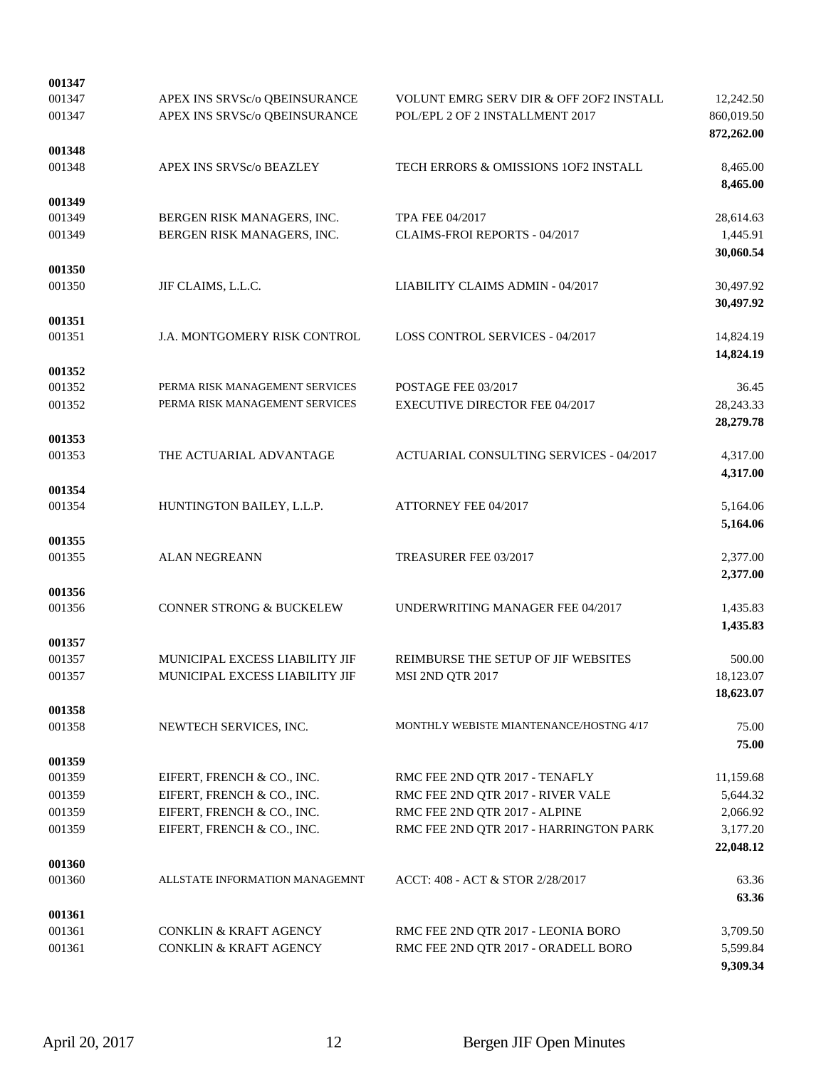| | | | |
|---|---|---|---|
| **001347** | | | |
| 001347 | APEX INS SRVSc/o QBEINSURANCE | VOLUNT EMRG SERV DIR & OFF 2OF2 INSTALL | 12,242.50 |
| 001347 | APEX INS SRVSc/o QBEINSURANCE | POL/EPL 2 OF 2 INSTALLMENT 2017 | 860,019.50 |
| | | | **872,262.00** |
| **001348** | | | |
| 001348 | APEX INS SRVSc/o BEAZLEY | TECH ERRORS & OMISSIONS 1OF2 INSTALL | 8,465.00 |
| | | | **8,465.00** |
| **001349** | | | |
| 001349 | BERGEN RISK MANAGERS, INC. | TPA FEE 04/2017 | 28,614.63 |
| 001349 | BERGEN RISK MANAGERS, INC. | CLAIMS-FROI REPORTS - 04/2017 | 1,445.91 |
| | | | **30,060.54** |
| **001350** | | | |
| 001350 | JIF CLAIMS, L.L.C. | LIABILITY CLAIMS ADMIN - 04/2017 | 30,497.92 |
| | | | **30,497.92** |
| **001351** | | | |
| 001351 | J.A. MONTGOMERY RISK CONTROL | LOSS CONTROL SERVICES - 04/2017 | 14,824.19 |
| | | | **14,824.19** |
| **001352** | | | |
| 001352 | PERMA RISK MANAGEMENT SERVICES | POSTAGE FEE 03/2017 | 36.45 |
| 001352 | PERMA RISK MANAGEMENT SERVICES | EXECUTIVE DIRECTOR FEE 04/2017 | 28,243.33 |
| | | | **28,279.78** |
| **001353** | | | |
| 001353 | THE ACTUARIAL ADVANTAGE | ACTUARIAL CONSULTING SERVICES - 04/2017 | 4,317.00 |
| | | | **4,317.00** |
| **001354** | | | |
| 001354 | HUNTINGTON BAILEY, L.L.P. | ATTORNEY FEE 04/2017 | 5,164.06 |
| | | | **5,164.06** |
| **001355** | | | |
| 001355 | ALAN NEGREANN | TREASURER FEE 03/2017 | 2,377.00 |
| | | | **2,377.00** |
| **001356** | | | |
| 001356 | CONNER STRONG & BUCKELEW | UNDERWRITING MANAGER FEE 04/2017 | 1,435.83 |
| | | | **1,435.83** |
| **001357** | | | |
| 001357 | MUNICIPAL EXCESS LIABILITY JIF | REIMBURSE THE SETUP OF JIF WEBSITES | 500.00 |
| 001357 | MUNICIPAL EXCESS LIABILITY JIF | MSI 2ND QTR 2017 | 18,123.07 |
| | | | **18,623.07** |
| **001358** | | | |
| 001358 | NEWTECH SERVICES, INC. | MONTHLY WEBISTE MIANTENANCE/HOSTNG 4/17 | 75.00 |
| | | | **75.00** |
| **001359** | | | |
| 001359 | EIFERT, FRENCH & CO., INC. | RMC FEE 2ND QTR 2017 - TENAFLY | 11,159.68 |
| 001359 | EIFERT, FRENCH & CO., INC. | RMC FEE 2ND QTR 2017 - RIVER VALE | 5,644.32 |
| 001359 | EIFERT, FRENCH & CO., INC. | RMC FEE 2ND QTR 2017 - ALPINE | 2,066.92 |
| 001359 | EIFERT, FRENCH & CO., INC. | RMC FEE 2ND QTR 2017 - HARRINGTON PARK | 3,177.20 |
| | | | **22,048.12** |
| **001360** | | | |
| 001360 | ALLSTATE INFORMATION MANAGEMNT | ACCT: 408 - ACT & STOR 2/28/2017 | 63.36 |
| | | | **63.36** |
| **001361** | | | |
| 001361 | CONKLIN & KRAFT AGENCY | RMC FEE 2ND QTR 2017 - LEONIA BORO | 3,709.50 |
| 001361 | CONKLIN & KRAFT AGENCY | RMC FEE 2ND QTR 2017 - ORADELL BORO | 5,599.84 |
| | | | **9,309.34** |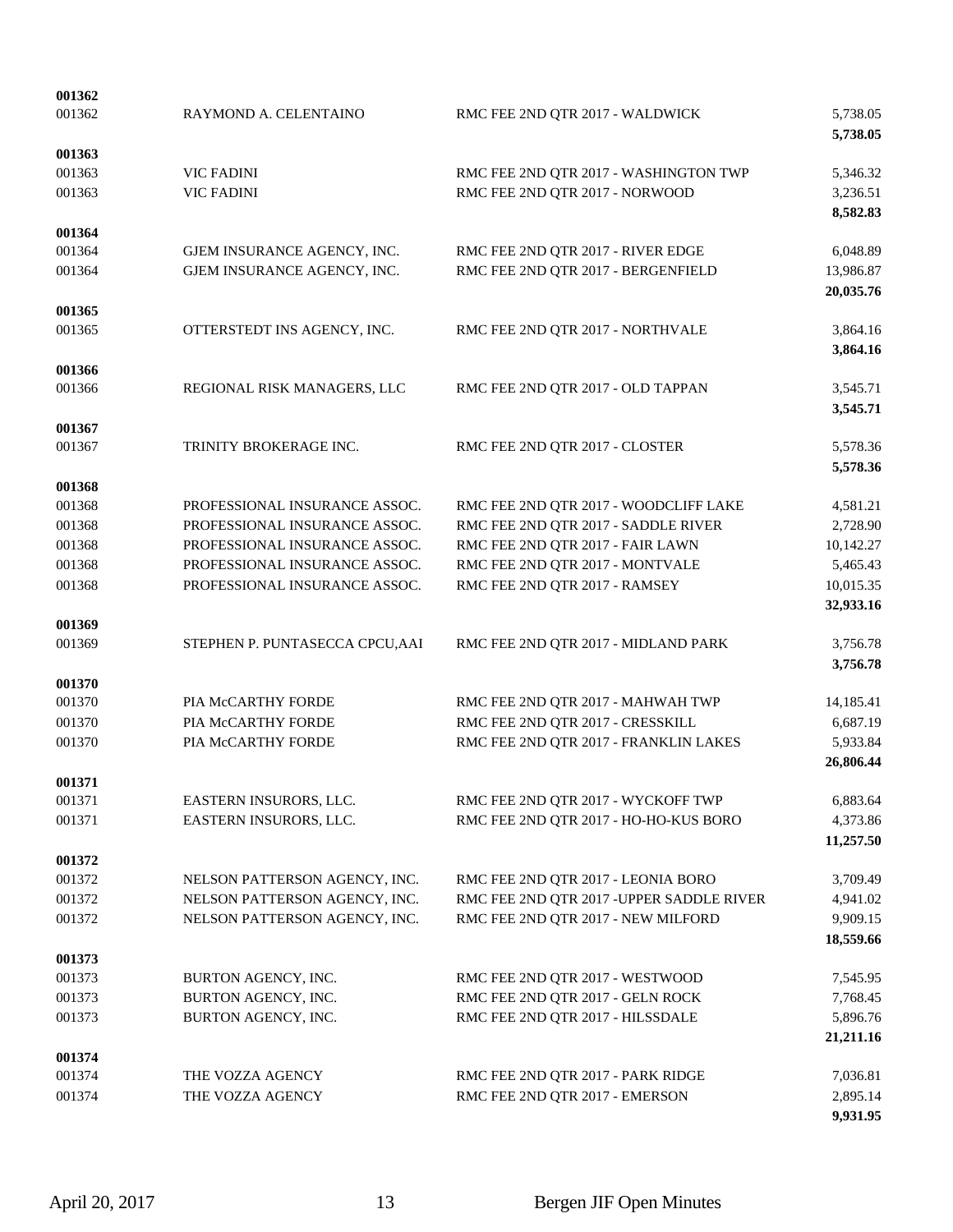| | | | |
|---|---|---|---|
| **001362** | | | |
| 001362 | RAYMOND A. CELENTAINO | RMC FEE 2ND QTR 2017 - WALDWICK | 5,738.05 |
| | | | **5,738.05** |
| **001363** | | | |
| 001363 | VIC FADINI | RMC FEE 2ND QTR 2017 - WASHINGTON TWP | 5,346.32 |
| 001363 | VIC FADINI | RMC FEE 2ND QTR 2017 - NORWOOD | 3,236.51 |
| | | | **8,582.83** |
| **001364** | | | |
| 001364 | GJEM INSURANCE AGENCY, INC. | RMC FEE 2ND QTR 2017 - RIVER EDGE | 6,048.89 |
| 001364 | GJEM INSURANCE AGENCY, INC. | RMC FEE 2ND QTR 2017 - BERGENFIELD | 13,986.87 |
| | | | **20,035.76** |
| **001365** | | | |
| 001365 | OTTERSTEDT INS AGENCY, INC. | RMC FEE 2ND QTR 2017 - NORTHVALE | 3,864.16 |
| | | | **3,864.16** |
| **001366** | | | |
| 001366 | REGIONAL RISK MANAGERS, LLC | RMC FEE 2ND QTR 2017 - OLD TAPPAN | 3,545.71 |
| | | | **3,545.71** |
| **001367** | | | |
| 001367 | TRINITY BROKERAGE INC. | RMC FEE 2ND QTR 2017 - CLOSTER | 5,578.36 |
| | | | **5,578.36** |
| **001368** | | | |
| 001368 | PROFESSIONAL INSURANCE ASSOC. | RMC FEE 2ND QTR 2017 - WOODCLIFF LAKE | 4,581.21 |
| 001368 | PROFESSIONAL INSURANCE ASSOC. | RMC FEE 2ND QTR 2017 - SADDLE RIVER | 2,728.90 |
| 001368 | PROFESSIONAL INSURANCE ASSOC. | RMC FEE 2ND QTR 2017 - FAIR LAWN | 10,142.27 |
| 001368 | PROFESSIONAL INSURANCE ASSOC. | RMC FEE 2ND QTR 2017 - MONTVALE | 5,465.43 |
| 001368 | PROFESSIONAL INSURANCE ASSOC. | RMC FEE 2ND QTR 2017 - RAMSEY | 10,015.35 |
| | | | **32,933.16** |
| **001369** | | | |
| 001369 | STEPHEN P. PUNTASECCA CPCU,AAI | RMC FEE 2ND QTR 2017 - MIDLAND PARK | 3,756.78 |
| | | | **3,756.78** |
| **001370** | | | |
| 001370 | PIA McCARTHY FORDE | RMC FEE 2ND QTR 2017 - MAHWAH TWP | 14,185.41 |
| 001370 | PIA McCARTHY FORDE | RMC FEE 2ND QTR 2017 - CRESSKILL | 6,687.19 |
| 001370 | PIA McCARTHY FORDE | RMC FEE 2ND QTR 2017 - FRANKLIN LAKES | 5,933.84 |
| | | | **26,806.44** |
| **001371** | | | |
| 001371 | EASTERN INSURORS, LLC. | RMC FEE 2ND QTR 2017 - WYCKOFF TWP | 6,883.64 |
| 001371 | EASTERN INSURORS, LLC. | RMC FEE 2ND QTR 2017 - HO-HO-KUS BORO | 4,373.86 |
| | | | **11,257.50** |
| **001372** | | | |
| 001372 | NELSON PATTERSON AGENCY, INC. | RMC FEE 2ND QTR 2017 - LEONIA BORO | 3,709.49 |
| 001372 | NELSON PATTERSON AGENCY, INC. | RMC FEE 2ND QTR 2017 -UPPER SADDLE RIVER | 4,941.02 |
| 001372 | NELSON PATTERSON AGENCY, INC. | RMC FEE 2ND QTR 2017 - NEW MILFORD | 9,909.15 |
| | | | **18,559.66** |
| **001373** | | | |
| 001373 | BURTON AGENCY, INC. | RMC FEE 2ND QTR 2017 - WESTWOOD | 7,545.95 |
| 001373 | BURTON AGENCY, INC. | RMC FEE 2ND QTR 2017 - GELN ROCK | 7,768.45 |
| 001373 | BURTON AGENCY, INC. | RMC FEE 2ND QTR 2017 - HILSSDALE | 5,896.76 |
| | | | **21,211.16** |
| **001374** | | | |
| 001374 | THE VOZZA AGENCY | RMC FEE 2ND QTR 2017 - PARK RIDGE | 7,036.81 |
| 001374 | THE VOZZA AGENCY | RMC FEE 2ND QTR 2017 - EMERSON | 2,895.14 |
| | | | **9,931.95** |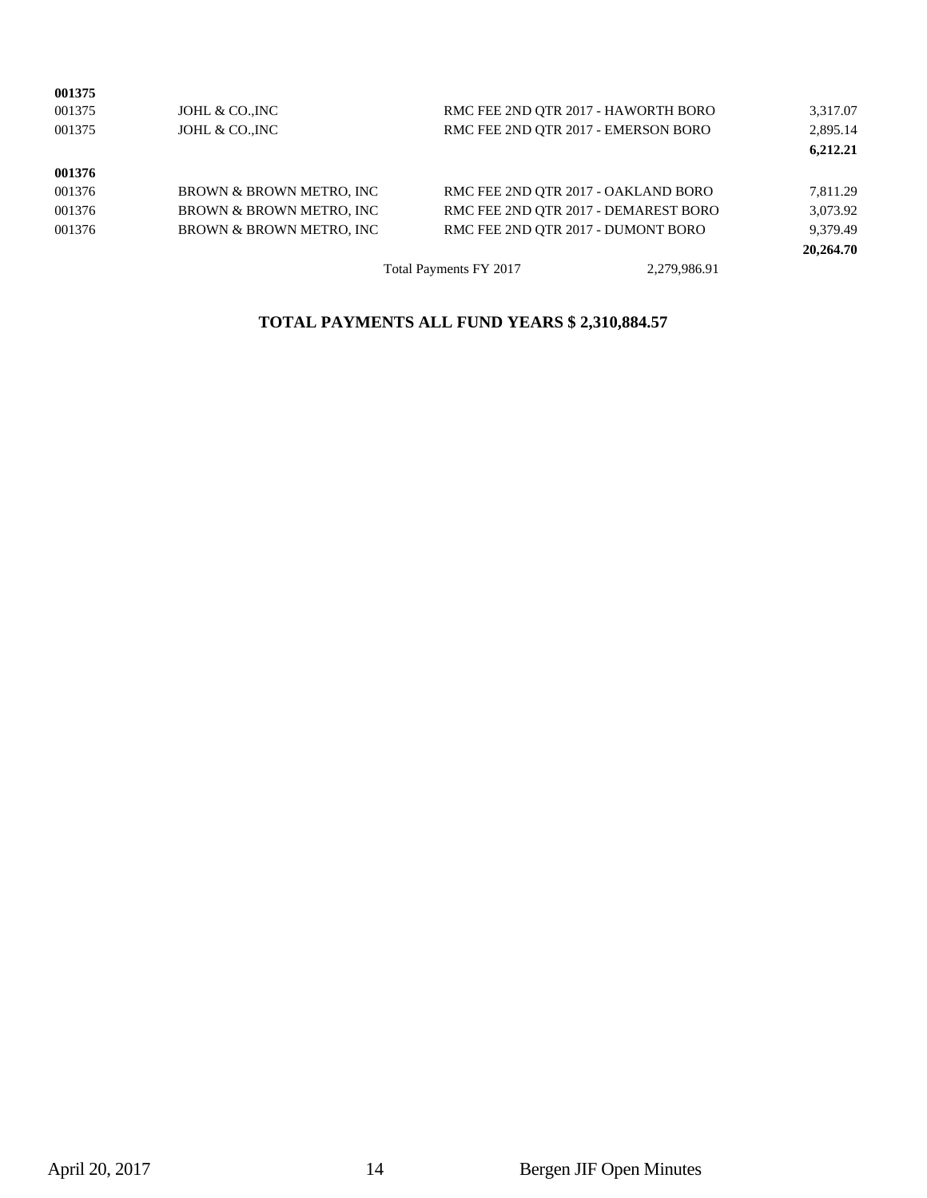| | | | |
|---|---|---|---|
| **001375** | | | |
| 001375 | JOHL & CO.,INC | RMC FEE 2ND QTR 2017 - HAWORTH BORO | 3,317.07 |
| 001375 | JOHL & CO.,INC | RMC FEE 2ND QTR 2017 - EMERSON BORO | 2,895.14 |
| | | | **6,212.21** |
| **001376** | | | |
| 001376 | BROWN & BROWN METRO, INC | RMC FEE 2ND QTR 2017 - OAKLAND BORO | 7,811.29 |
| 001376 | BROWN & BROWN METRO, INC | RMC FEE 2ND QTR 2017 - DEMAREST BORO | 3,073.92 |
| 001376 | BROWN & BROWN METRO, INC | RMC FEE 2ND QTR 2017 - DUMONT BORO | 9,379.49 |
| | | | **20,264.70** |
| | | Total Payments FY 2017 2,279,986.91 | |

**TOTAL PAYMENTS ALL FUND YEARS $ 2,310,884.57**